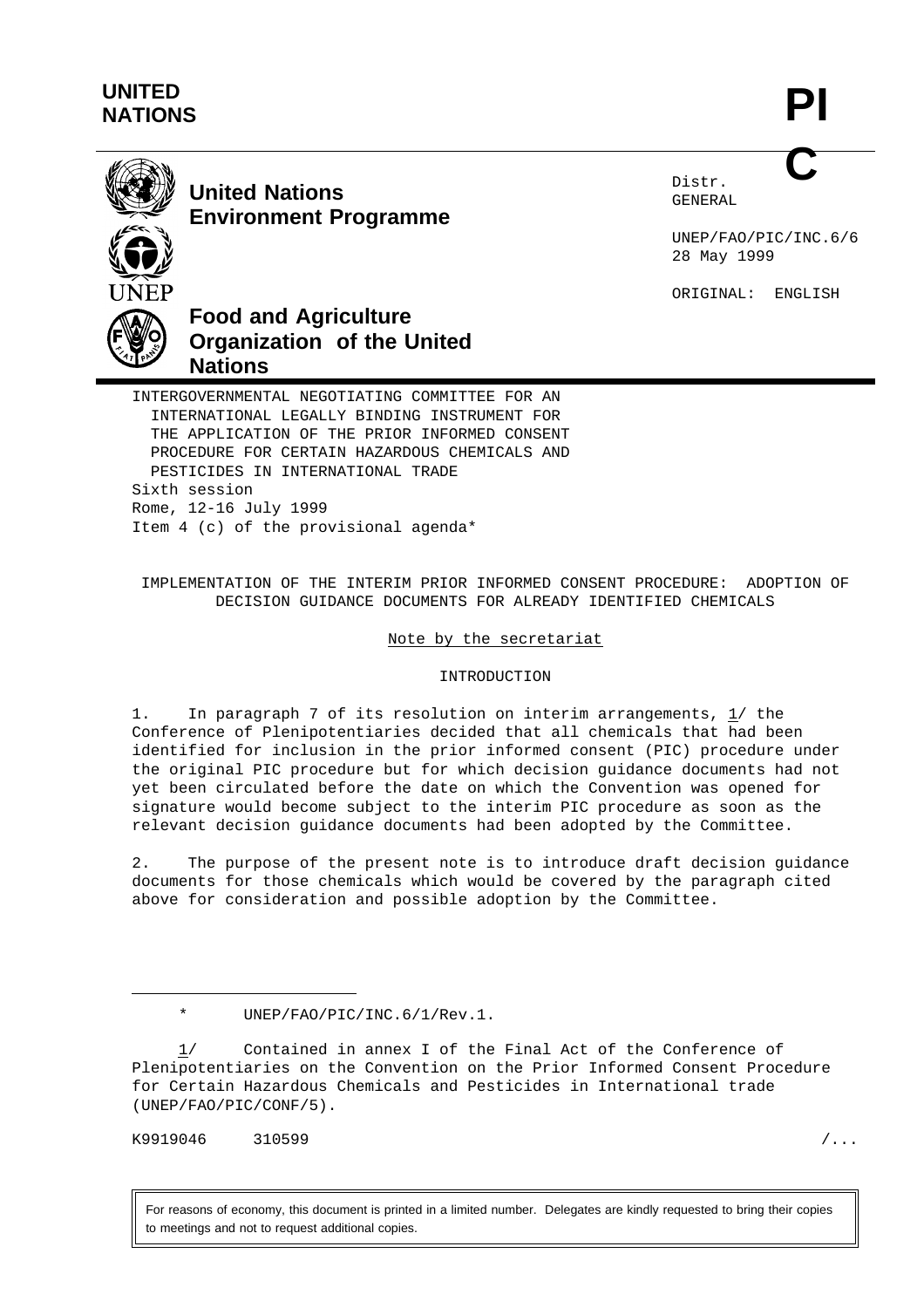**UNITED NATIONS**

**PIC**

**United Nations Environment Programme**

**Food and Agriculture Organization of the United Nations**

Distr.
GENERAL

UNEP/FAO/PIC/INC.6/6
28 May 1999

ORIGINAL: ENGLISH

INTERGOVERNMENTAL NEGOTIATING COMMITTEE FOR AN INTERNATIONAL LEGALLY BINDING INSTRUMENT FOR THE APPLICATION OF THE PRIOR INFORMED CONSENT PROCEDURE FOR CERTAIN HAZARDOUS CHEMICALS AND PESTICIDES IN INTERNATIONAL TRADE
Sixth session
Rome, 12-16 July 1999
Item 4 (c) of the provisional agenda*

## IMPLEMENTATION OF THE INTERIM PRIOR INFORMED CONSENT PROCEDURE: ADOPTION OF DECISION GUIDANCE DOCUMENTS FOR ALREADY IDENTIFIED CHEMICALS

Note by the secretariat

### INTRODUCTION

1. In paragraph 7 of its resolution on interim arrangements, 1/ the Conference of Plenipotentiaries decided that all chemicals that had been identified for inclusion in the prior informed consent (PIC) procedure under the original PIC procedure but for which decision guidance documents had not yet been circulated before the date on which the Convention was opened for signature would become subject to the interim PIC procedure as soon as the relevant decision guidance documents had been adopted by the Committee.

2. The purpose of the present note is to introduce draft decision guidance documents for those chemicals which would be covered by the paragraph cited above for consideration and possible adoption by the Committee.

---

\* UNEP/FAO/PIC/INC.6/1/Rev.1.

1/ Contained in annex I of the Final Act of the Conference of Plenipotentiaries on the Convention on the Prior Informed Consent Procedure for Certain Hazardous Chemicals and Pesticides in International trade (UNEP/FAO/PIC/CONF/5).

K9919046 310599

For reasons of economy, this document is printed in a limited number. Delegates are kindly requested to bring their copies to meetings and not to request additional copies.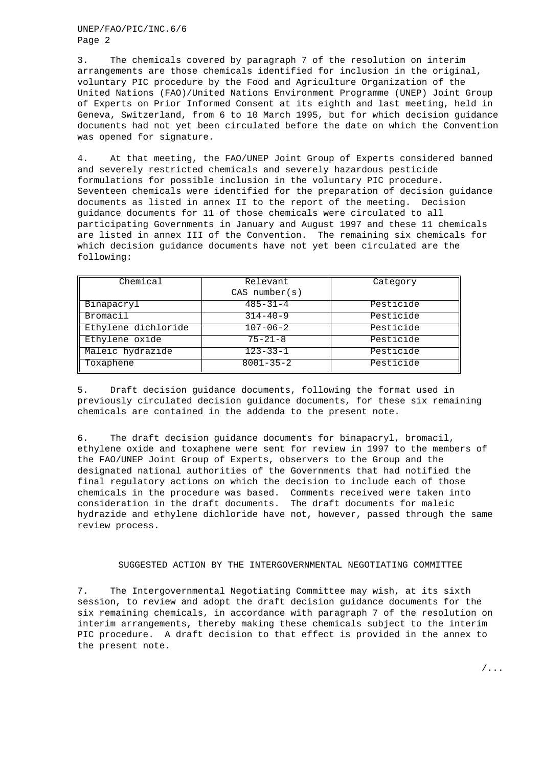3. The chemicals covered by paragraph 7 of the resolution on interim arrangements are those chemicals identified for inclusion in the original, voluntary PIC procedure by the Food and Agriculture Organization of the United Nations (FAO)/United Nations Environment Programme (UNEP) Joint Group of Experts on Prior Informed Consent at its eighth and last meeting, held in Geneva, Switzerland, from 6 to 10 March 1995, but for which decision guidance documents had not yet been circulated before the date on which the Convention was opened for signature.

4. At that meeting, the FAO/UNEP Joint Group of Experts considered banned and severely restricted chemicals and severely hazardous pesticide formulations for possible inclusion in the voluntary PIC procedure. Seventeen chemicals were identified for the preparation of decision guidance documents as listed in annex II to the report of the meeting. Decision guidance documents for 11 of those chemicals were circulated to all participating Governments in January and August 1997 and these 11 chemicals are listed in annex III of the Convention. The remaining six chemicals for which decision guidance documents have not yet been circulated are the following:

| Chemical | Relevant CAS number(s) | Category |
|---|---|---|
| Binapacryl | 485-31-4 | Pesticide |
| Bromacil | 314-40-9 | Pesticide |
| Ethylene dichloride | 107-06-2 | Pesticide |
| Ethylene oxide | 75-21-8 | Pesticide |
| Maleic hydrazide | 123-33-1 | Pesticide |
| Toxaphene | 8001-35-2 | Pesticide |

5. Draft decision guidance documents, following the format used in previously circulated decision guidance documents, for these six remaining chemicals are contained in the addenda to the present note.

6. The draft decision guidance documents for binapacryl, bromacil, ethylene oxide and toxaphene were sent for review in 1997 to the members of the FAO/UNEP Joint Group of Experts, observers to the Group and the designated national authorities of the Governments that had notified the final regulatory actions on which the decision to include each of those chemicals in the procedure was based. Comments received were taken into consideration in the draft documents. The draft documents for maleic hydrazide and ethylene dichloride have not, however, passed through the same review process.

## SUGGESTED ACTION BY THE INTERGOVERNMENTAL NEGOTIATING COMMITTEE

7. The Intergovernmental Negotiating Committee may wish, at its sixth session, to review and adopt the draft decision guidance documents for the six remaining chemicals, in accordance with paragraph 7 of the resolution on interim arrangements, thereby making these chemicals subject to the interim PIC procedure. A draft decision to that effect is provided in the annex to the present note.

/...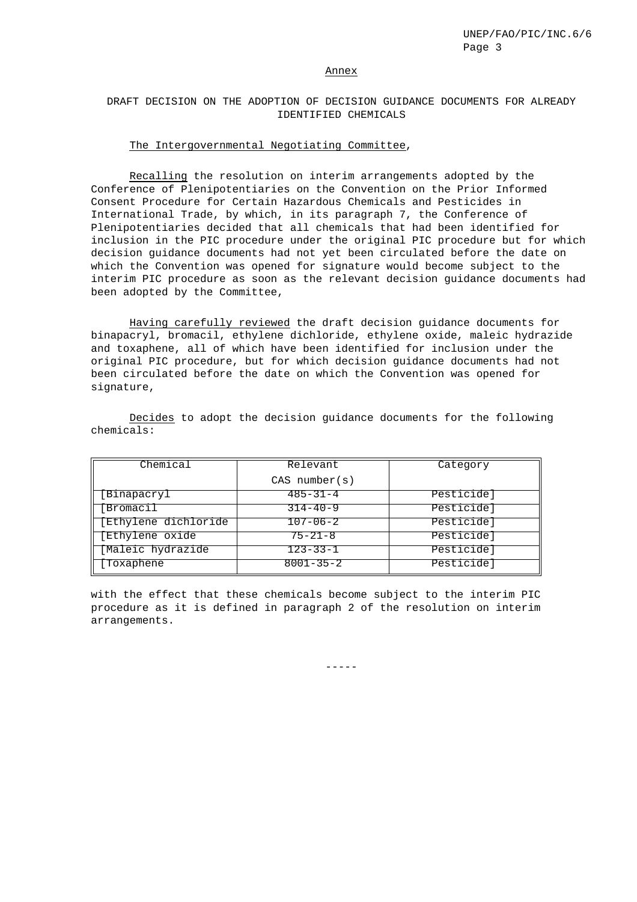Annex

## DRAFT DECISION ON THE ADOPTION OF DECISION GUIDANCE DOCUMENTS FOR ALREADY IDENTIFIED CHEMICALS

The Intergovernmental Negotiating Committee,

Recalling the resolution on interim arrangements adopted by the Conference of Plenipotentiaries on the Convention on the Prior Informed Consent Procedure for Certain Hazardous Chemicals and Pesticides in International Trade, by which, in its paragraph 7, the Conference of Plenipotentiaries decided that all chemicals that had been identified for inclusion in the PIC procedure under the original PIC procedure but for which decision guidance documents had not yet been circulated before the date on which the Convention was opened for signature would become subject to the interim PIC procedure as soon as the relevant decision guidance documents had been adopted by the Committee,

Having carefully reviewed the draft decision guidance documents for binapacryl, bromacil, ethylene dichloride, ethylene oxide, maleic hydrazide and toxaphene, all of which have been identified for inclusion under the original PIC procedure, but for which decision guidance documents had not been circulated before the date on which the Convention was opened for signature,

Decides to adopt the decision guidance documents for the following chemicals:

| Chemical | Relevant CAS number(s) | Category |
|---|---|---|
| [Binapacryl | 485-31-4 | Pesticide] |
| [Bromacil | 314-40-9 | Pesticide] |
| [Ethylene dichloride | 107-06-2 | Pesticide] |
| [Ethylene oxide | 75-21-8 | Pesticide] |
| [Maleic hydrazide | 123-33-1 | Pesticide] |
| [Toxaphene | 8001-35-2 | Pesticide] |

with the effect that these chemicals become subject to the interim PIC procedure as it is defined in paragraph 2 of the resolution on interim arrangements.

-----